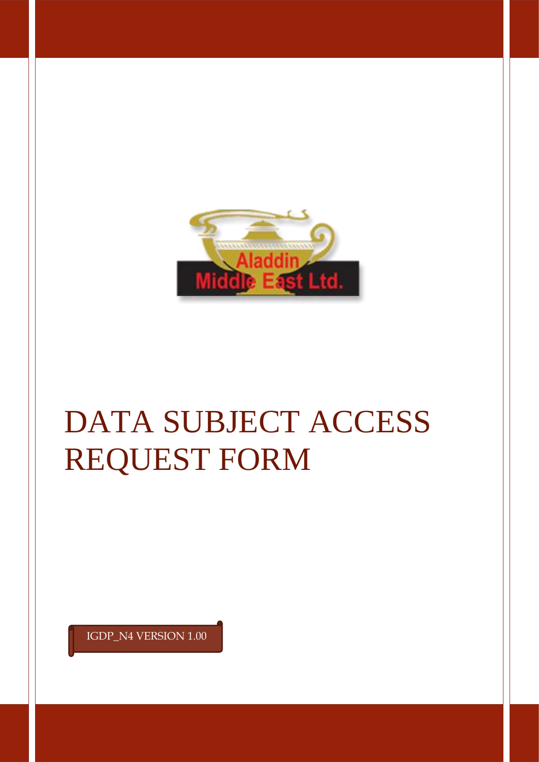Aladdin Middle East Ltd.

# DATA SUBJECT ACCESS REQUEST FORM

IGDP_N4 VERSION 1.00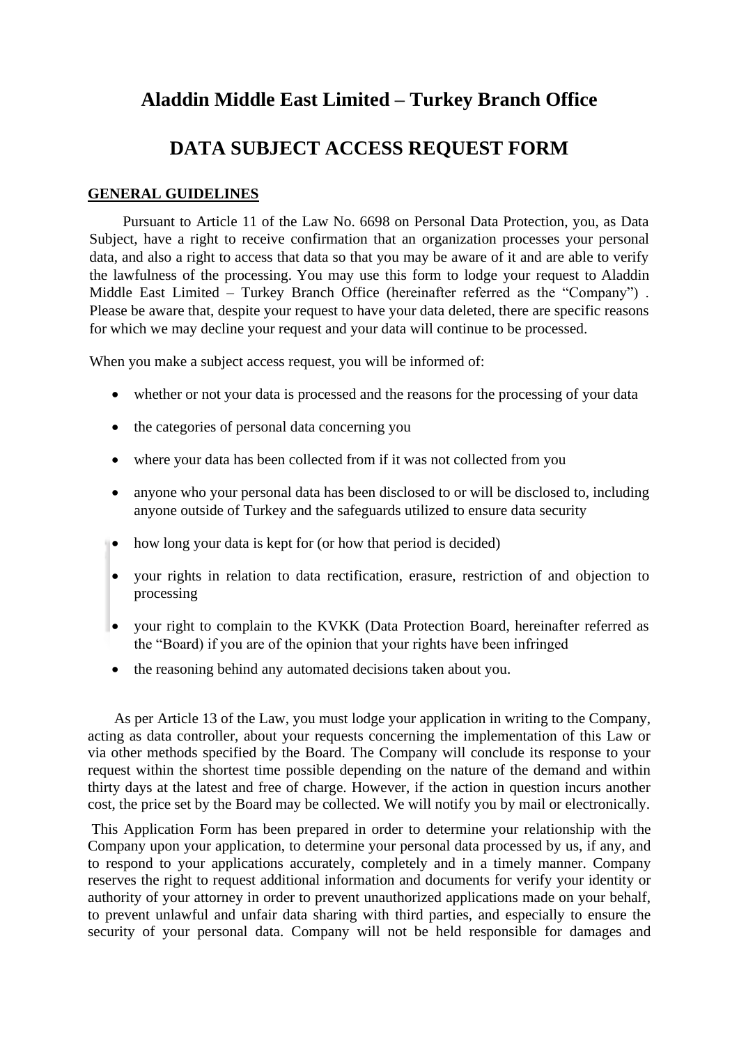# Aladdin Middle East Limited – Turkey Branch Office

# DATA SUBJECT ACCESS REQUEST FORM

## GENERAL GUIDELINES

Pursuant to Article 11 of the Law No. 6698 on Personal Data Protection, you, as Data Subject, have a right to receive confirmation that an organization processes your personal data, and also a right to access that data so that you may be aware of it and are able to verify the lawfulness of the processing. You may use this form to lodge your request to Aladdin Middle East Limited – Turkey Branch Office (hereinafter referred as the "Company") . Please be aware that, despite your request to have your data deleted, there are specific reasons for which we may decline your request and your data will continue to be processed.

When you make a subject access request, you will be informed of:

- whether or not your data is processed and the reasons for the processing of your data
- the categories of personal data concerning you
- where your data has been collected from if it was not collected from you
- anyone who your personal data has been disclosed to or will be disclosed to, including anyone outside of Turkey and the safeguards utilized to ensure data security
- how long your data is kept for (or how that period is decided)
- your rights in relation to data rectification, erasure, restriction of and objection to processing
- your right to complain to the KVKK (Data Protection Board, hereinafter referred as the "Board) if you are of the opinion that your rights have been infringed
- the reasoning behind any automated decisions taken about you.

As per Article 13 of the Law, you must lodge your application in writing to the Company, acting as data controller, about your requests concerning the implementation of this Law or via other methods specified by the Board. The Company will conclude its response to your request within the shortest time possible depending on the nature of the demand and within thirty days at the latest and free of charge. However, if the action in question incurs another cost, the price set by the Board may be collected. We will notify you by mail or electronically.

This Application Form has been prepared in order to determine your relationship with the Company upon your application, to determine your personal data processed by us, if any, and to respond to your applications accurately, completely and in a timely manner. Company reserves the right to request additional information and documents for verify your identity or authority of your attorney in order to prevent unauthorized applications made on your behalf, to prevent unlawful and unfair data sharing with third parties, and especially to ensure the security of your personal data. Company will not be held responsible for damages and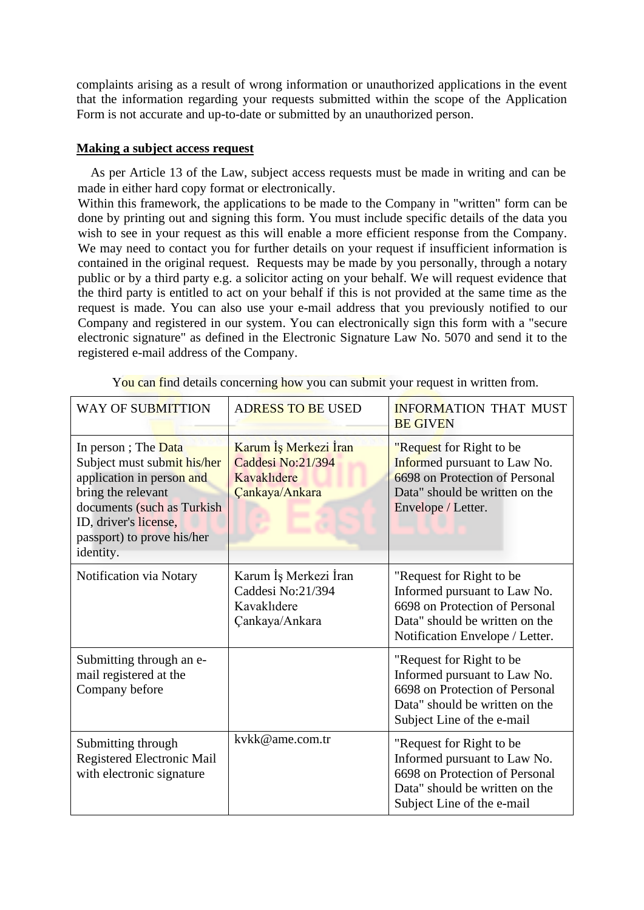complaints arising as a result of wrong information or unauthorized applications in the event that the information regarding your requests submitted within the scope of the Application Form is not accurate and up-to-date or submitted by an unauthorized person.

**Making a subject access request**

As per Article 13 of the Law, subject access requests must be made in writing and can be made in either hard copy format or electronically.
Within this framework, the applications to be made to the Company in "written" form can be done by printing out and signing this form. You must include specific details of the data you wish to see in your request as this will enable a more efficient response from the Company. We may need to contact you for further details on your request if insufficient information is contained in the original request. Requests may be made by you personally, through a notary public or by a third party e.g. a solicitor acting on your behalf. We will request evidence that the third party is entitled to act on your behalf if this is not provided at the same time as the request is made. You can also use your e-mail address that you previously notified to our Company and registered in our system. You can electronically sign this form with a "secure electronic signature" as defined in the Electronic Signature Law No. 5070 and send it to the registered e-mail address of the Company.

You can find details concerning how you can submit your request in written from.

| WAY OF SUBMITTION | ADRESS TO BE USED | INFORMATION THAT MUST BE GIVEN |
|---|---|---|
| In person ; The Data Subject must submit his/her application in person and bring the relevant documents (such as Turkish ID, driver's license, passport) to prove his/her identity. | Karum İş Merkezi İran Caddesi No:21/394 Kavaklıdere Çankaya/Ankara | "Request for Right to be Informed pursuant to Law No. 6698 on Protection of Personal Data" should be written on the Envelope / Letter. |
| Notification via Notary | Karum İş Merkezi İran Caddesi No:21/394 Kavaklıdere Çankaya/Ankara | "Request for Right to be Informed pursuant to Law No. 6698 on Protection of Personal Data" should be written on the Notification Envelope / Letter. |
| Submitting through an e-mail registered at the Company before | | "Request for Right to be Informed pursuant to Law No. 6698 on Protection of Personal Data" should be written on the Subject Line of the e-mail |
| Submitting through Registered Electronic Mail with electronic signature | kvkk@ame.com.tr | "Request for Right to be Informed pursuant to Law No. 6698 on Protection of Personal Data" should be written on the Subject Line of the e-mail |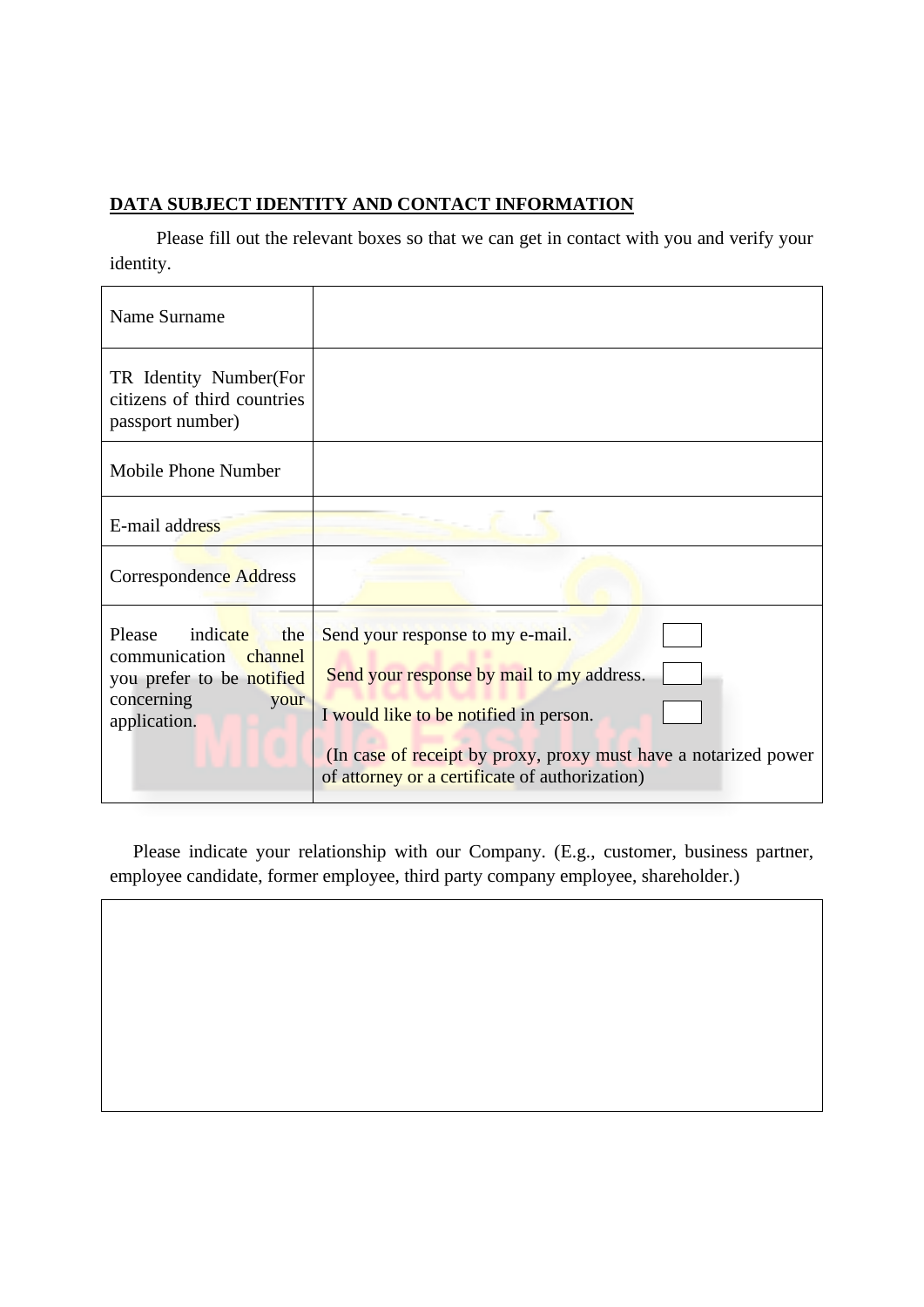**<u>DATA SUBJECT IDENTITY AND CONTACT INFORMATION</u>**

Please fill out the relevant boxes so that we can get in contact with you and verify your identity.

| | |
|---|---|
| Name Surname | |
| TR Identity Number(For citizens of third countries passport number) | |
| Mobile Phone Number | |
| E-mail address | |
| Correspondence Address | |
| Please indicate the communication channel you prefer to be notified concerning your application. | Send your response to my e-mail. ☐<br>Send your response by mail to my address. ☐<br>I would like to be notified in person. ☐<br>(In case of receipt by proxy, proxy must have a notarized power of attorney or a certificate of authorization) |

Please indicate your relationship with our Company. (E.g., customer, business partner, employee candidate, former employee, third party company employee, shareholder.)

| |
|---|
| |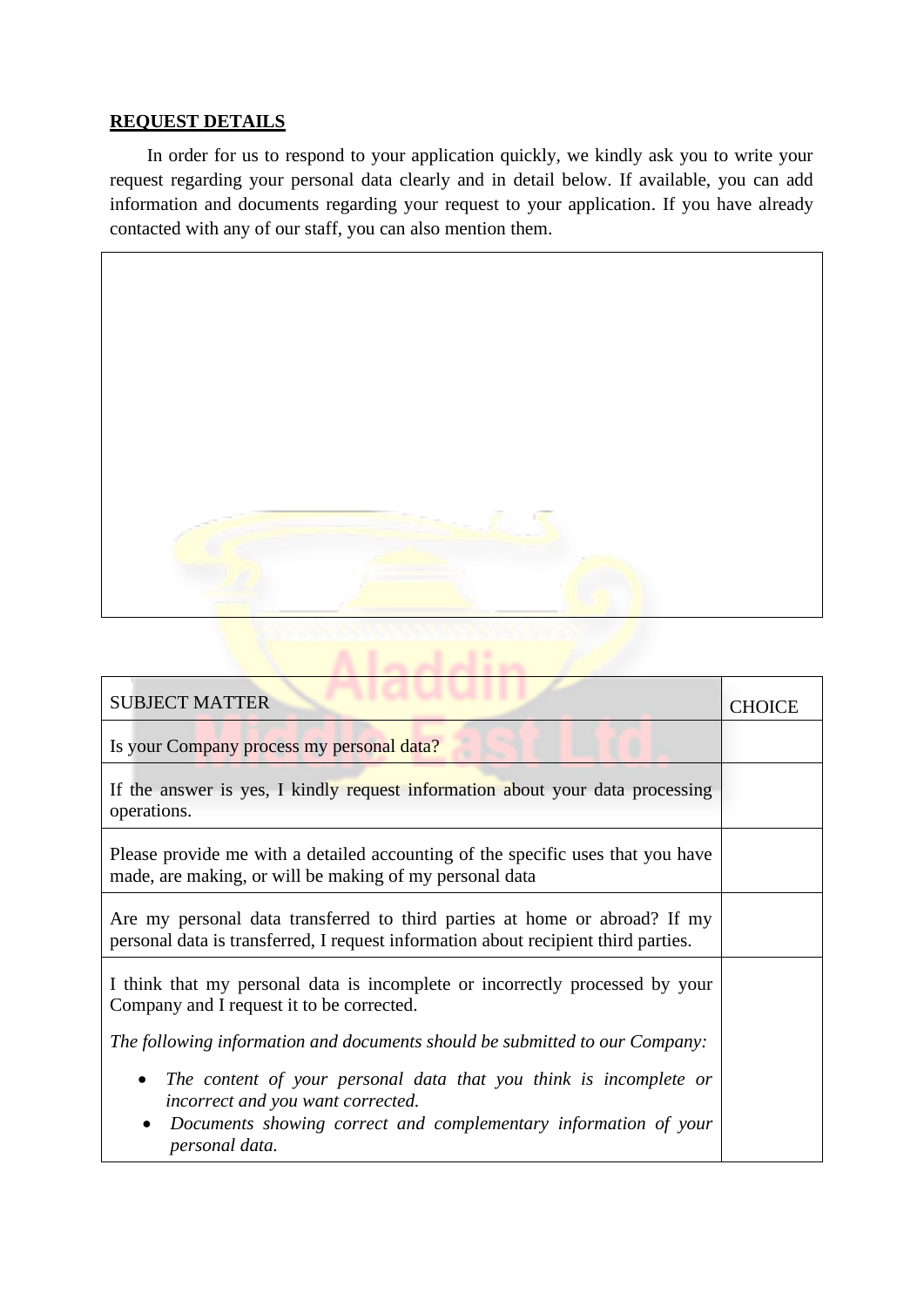## REQUEST DETAILS

In order for us to respond to your application quickly, we kindly ask you to write your request regarding your personal data clearly and in detail below. If available, you can add information and documents regarding your request to your application. If you have already contacted with any of our staff, you can also mention them.

| |
|---|
| |

| SUBJECT MATTER | CHOICE |
|---|---|
| Is your Company process my personal data? | |
| If the answer is yes, I kindly request information about your data processing operations. | |
| Please provide me with a detailed accounting of the specific uses that you have made, are making, or will be making of my personal data | |
| Are my personal data transferred to third parties at home or abroad? If my personal data is transferred, I request information about recipient third parties. | |
| I think that my personal data is incomplete or incorrectly processed by your Company and I request it to be corrected.<br><br>*The following information and documents should be submitted to our Company:*<br><br>• *The content of your personal data that you think is incomplete or incorrect and you want corrected.*<br>• *Documents showing correct and complementary information of your personal data.* | |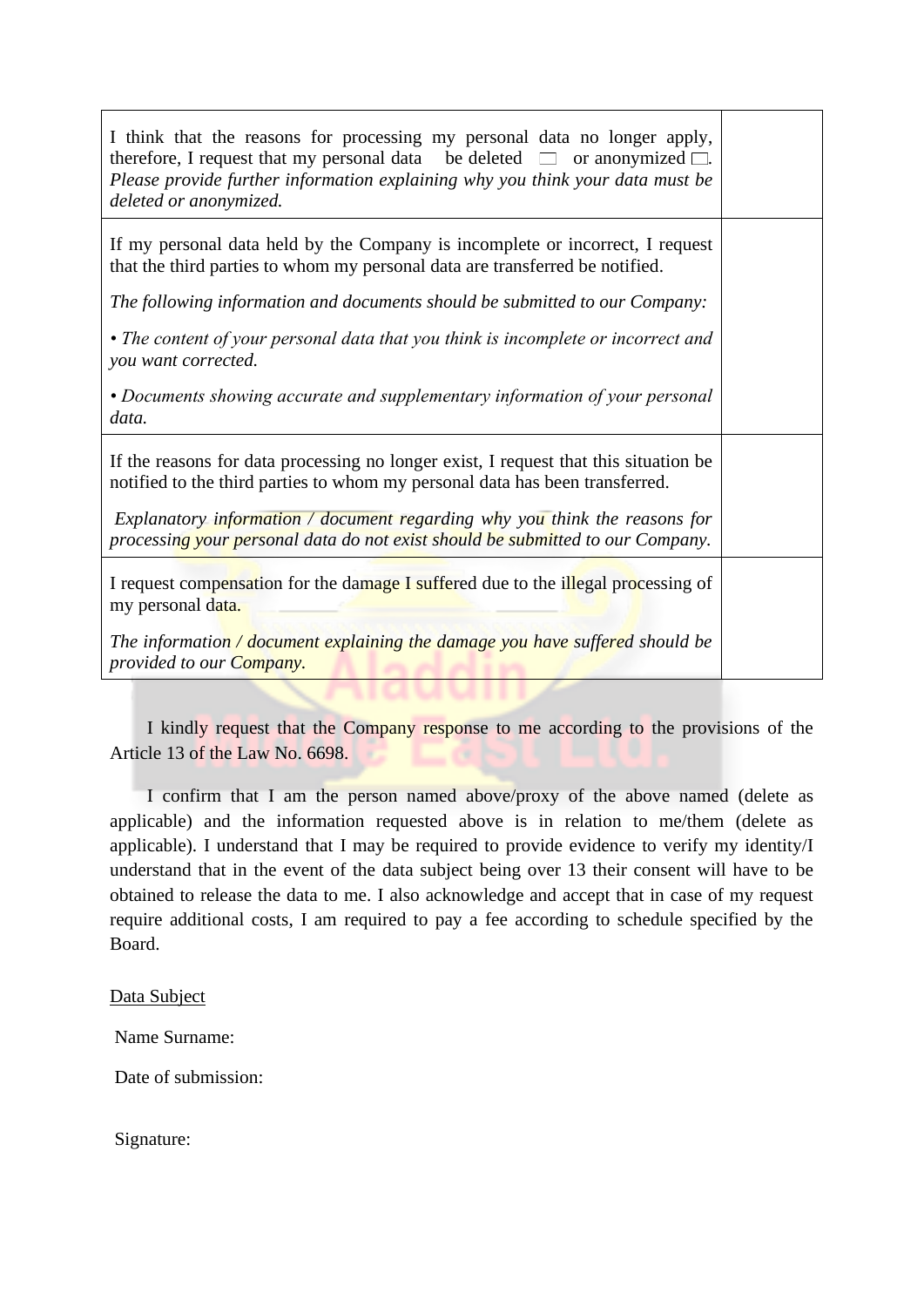| | |
|---|---|
| I think that the reasons for processing my personal data no longer apply, therefore, I request that my personal data be deleted ☐ or anonymized ☐. *Please provide further information explaining why you think your data must be deleted or anonymized.* | |
| If my personal data held by the Company is incomplete or incorrect, I request that the third parties to whom my personal data are transferred be notified.<br><br>*The following information and documents should be submitted to our Company:*<br><br>*• The content of your personal data that you think is incomplete or incorrect and you want corrected.*<br><br>*• Documents showing accurate and supplementary information of your personal data.* | |
| If the reasons for data processing no longer exist, I request that this situation be notified to the third parties to whom my personal data has been transferred.<br><br>*Explanatory information / document regarding why you think the reasons for processing your personal data do not exist should be submitted to our Company.* | |
| I request compensation for the damage I suffered due to the illegal processing of my personal data.<br><br>*The information / document explaining the damage you have suffered should be provided to our Company.* | |

I kindly request that the Company response to me according to the provisions of the Article 13 of the Law No. 6698.

I confirm that I am the person named above/proxy of the above named (delete as applicable) and the information requested above is in relation to me/them (delete as applicable). I understand that I may be required to provide evidence to verify my identity/I understand that in the event of the data subject being over 13 their consent will have to be obtained to release the data to me. I also acknowledge and accept that in case of my request require additional costs, I am required to pay a fee according to schedule specified by the Board.

<u>Data Subject</u>

Name Surname:

Date of submission:

Signature: